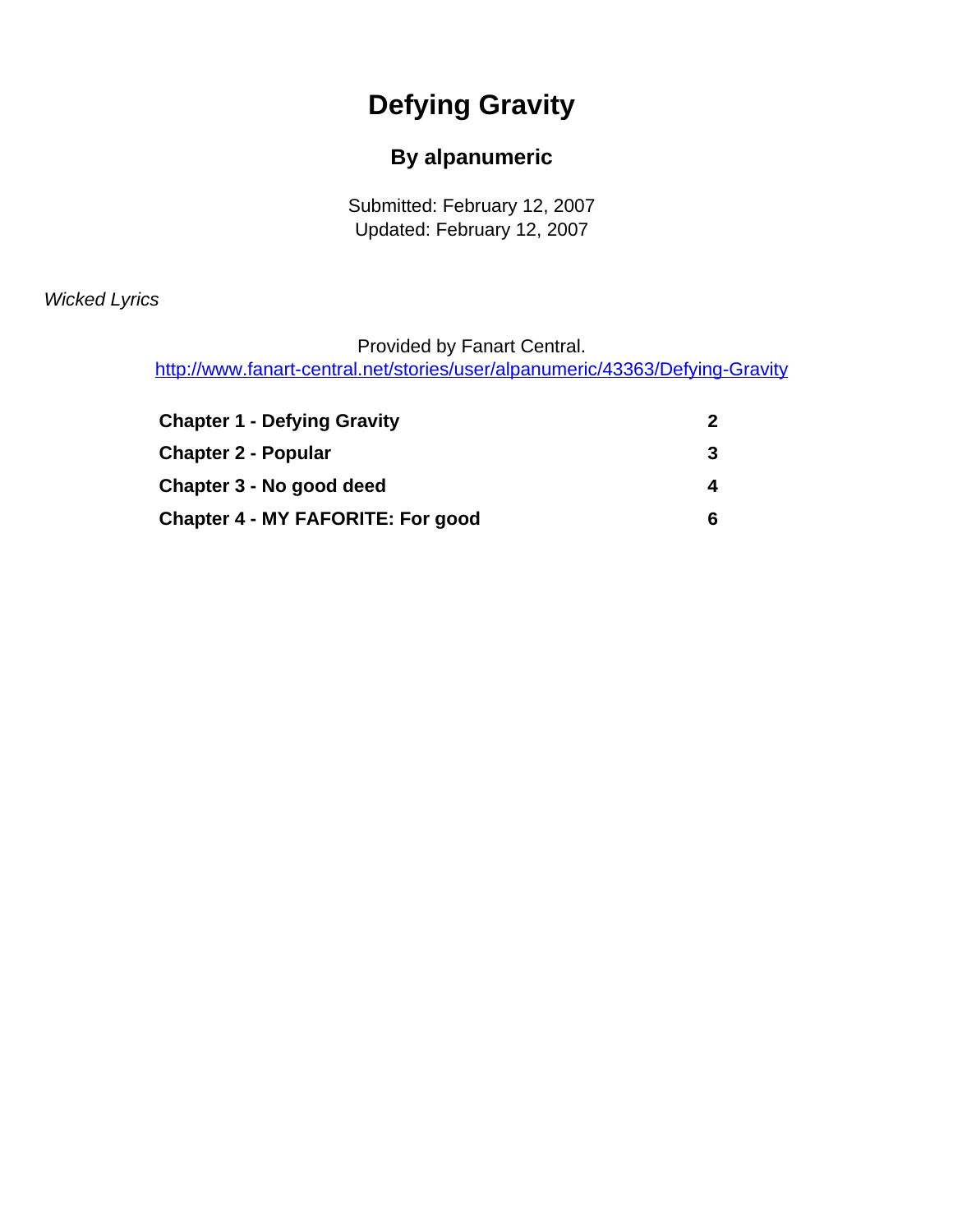# Defying Gravity

## By alpanumeric

Submitted: February 12, 2007
Updated: February 12, 2007

*Wicked Lyrics*

Provided by Fanart Central.
http://www.fanart-central.net/stories/user/alpanumeric/43363/Defying-Gravity

| | |
|---|---|
| **Chapter 1 - Defying Gravity** | **2** |
| **Chapter 2 - Popular** | **3** |
| **Chapter 3 - No good deed** | **4** |
| **Chapter 4 - MY FAFORITE: For good** | **6** |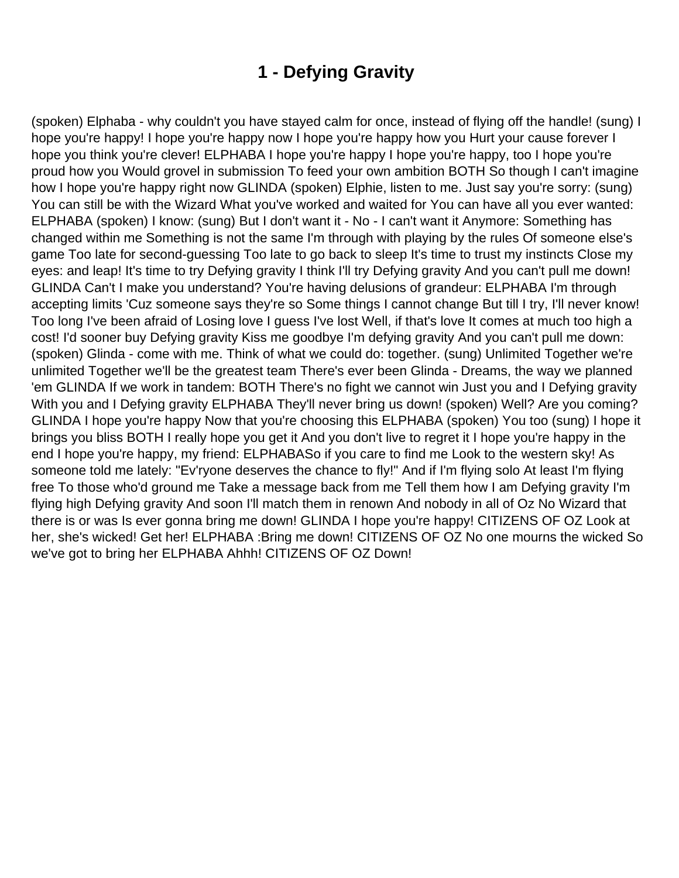# 1 - Defying Gravity

(spoken) Elphaba - why couldn't you have stayed calm for once, instead of flying off the handle! (sung) I hope you're happy! I hope you're happy now I hope you're happy how you Hurt your cause forever I hope you think you're clever! ELPHABA I hope you're happy I hope you're happy, too I hope you're proud how you Would grovel in submission To feed your own ambition BOTH So though I can't imagine how I hope you're happy right now GLINDA (spoken) Elphie, listen to me. Just say you're sorry: (sung) You can still be with the Wizard What you've worked and waited for You can have all you ever wanted: ELPHABA (spoken) I know: (sung) But I don't want it - No - I can't want it Anymore: Something has changed within me Something is not the same I'm through with playing by the rules Of someone else's game Too late for second-guessing Too late to go back to sleep It's time to trust my instincts Close my eyes: and leap! It's time to try Defying gravity I think I'll try Defying gravity And you can't pull me down! GLINDA Can't I make you understand? You're having delusions of grandeur: ELPHABA I'm through accepting limits 'Cuz someone says they're so Some things I cannot change But till I try, I'll never know! Too long I've been afraid of Losing love I guess I've lost Well, if that's love It comes at much too high a cost! I'd sooner buy Defying gravity Kiss me goodbye I'm defying gravity And you can't pull me down: (spoken) Glinda - come with me. Think of what we could do: together. (sung) Unlimited Together we're unlimited Together we'll be the greatest team There's ever been Glinda - Dreams, the way we planned 'em GLINDA If we work in tandem: BOTH There's no fight we cannot win Just you and I Defying gravity With you and I Defying gravity ELPHABA They'll never bring us down! (spoken) Well? Are you coming? GLINDA I hope you're happy Now that you're choosing this ELPHABA (spoken) You too (sung) I hope it brings you bliss BOTH I really hope you get it And you don't live to regret it I hope you're happy in the end I hope you're happy, my friend: ELPHABASo if you care to find me Look to the western sky! As someone told me lately: "Ev'ryone deserves the chance to fly!" And if I'm flying solo At least I'm flying free To those who'd ground me Take a message back from me Tell them how I am Defying gravity I'm flying high Defying gravity And soon I'll match them in renown And nobody in all of Oz No Wizard that there is or was Is ever gonna bring me down! GLINDA I hope you're happy! CITIZENS OF OZ Look at her, she's wicked! Get her! ELPHABA :Bring me down! CITIZENS OF OZ No one mourns the wicked So we've got to bring her ELPHABA Ahhh! CITIZENS OF OZ Down!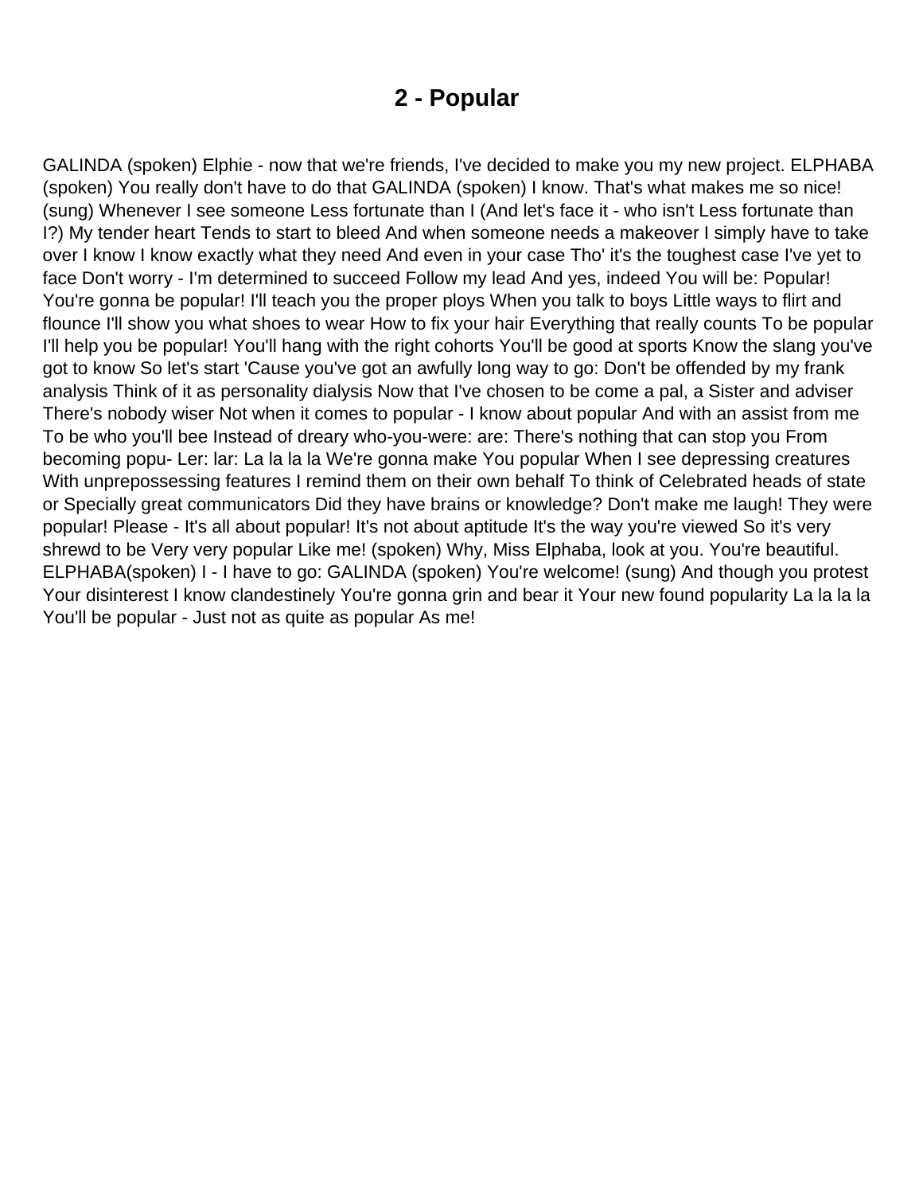# 2 - Popular

GALINDA (spoken) Elphie - now that we're friends, I've decided to make you my new project. ELPHABA (spoken) You really don't have to do that GALINDA (spoken) I know. That's what makes me so nice! (sung) Whenever I see someone Less fortunate than I (And let's face it - who isn't Less fortunate than I?) My tender heart Tends to start to bleed And when someone needs a makeover I simply have to take over I know I know exactly what they need And even in your case Tho' it's the toughest case I've yet to face Don't worry - I'm determined to succeed Follow my lead And yes, indeed You will be: Popular! You're gonna be popular! I'll teach you the proper ploys When you talk to boys Little ways to flirt and flounce I'll show you what shoes to wear How to fix your hair Everything that really counts To be popular I'll help you be popular! You'll hang with the right cohorts You'll be good at sports Know the slang you've got to know So let's start 'Cause you've got an awfully long way to go: Don't be offended by my frank analysis Think of it as personality dialysis Now that I've chosen to be come a pal, a Sister and adviser There's nobody wiser Not when it comes to popular - I know about popular And with an assist from me To be who you'll bee Instead of dreary who-you-were: are: There's nothing that can stop you From becoming popu- Ler: lar: La la la la We're gonna make You popular When I see depressing creatures With unprepossessing features I remind them on their own behalf To think of Celebrated heads of state or Specially great communicators Did they have brains or knowledge? Don't make me laugh! They were popular! Please - It's all about popular! It's not about aptitude It's the way you're viewed So it's very shrewd to be Very very popular Like me! (spoken) Why, Miss Elphaba, look at you. You're beautiful. ELPHABA(spoken) I - I have to go: GALINDA (spoken) You're welcome! (sung) And though you protest Your disinterest I know clandestinely You're gonna grin and bear it Your new found popularity La la la la You'll be popular - Just not as quite as popular As me!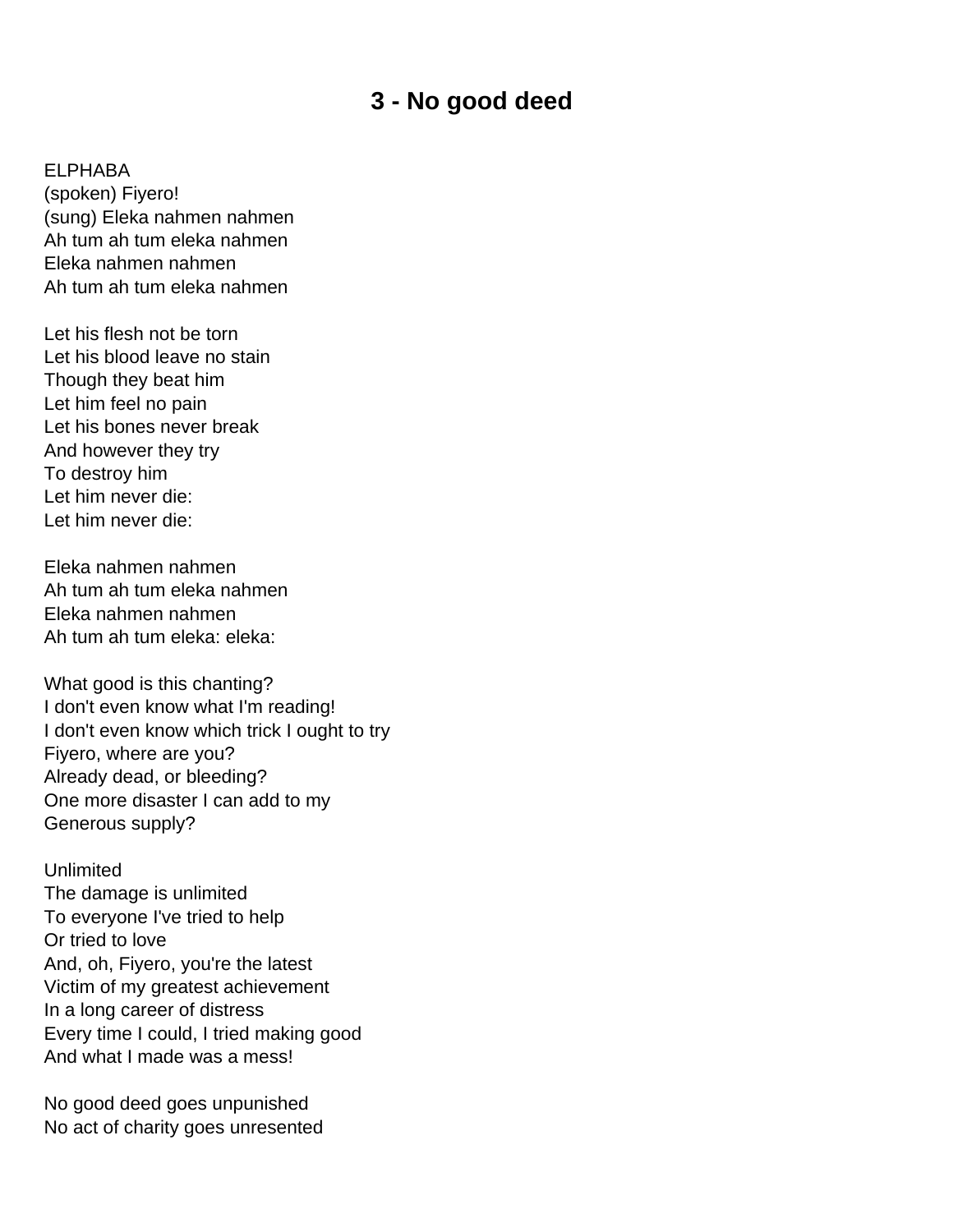# 3 - No good deed

ELPHABA
(spoken) Fiyero!
(sung) Eleka nahmen nahmen
Ah tum ah tum eleka nahmen
Eleka nahmen nahmen
Ah tum ah tum eleka nahmen

Let his flesh not be torn
Let his blood leave no stain
Though they beat him
Let him feel no pain
Let his bones never break
And however they try
To destroy him
Let him never die:
Let him never die:

Eleka nahmen nahmen
Ah tum ah tum eleka nahmen
Eleka nahmen nahmen
Ah tum ah tum eleka: eleka:

What good is this chanting?
I don't even know what I'm reading!
I don't even know which trick I ought to try
Fiyero, where are you?
Already dead, or bleeding?
One more disaster I can add to my
Generous supply?

Unlimited
The damage is unlimited
To everyone I've tried to help
Or tried to love
And, oh, Fiyero, you're the latest
Victim of my greatest achievement
In a long career of distress
Every time I could, I tried making good
And what I made was a mess!

No good deed goes unpunished
No act of charity goes unresented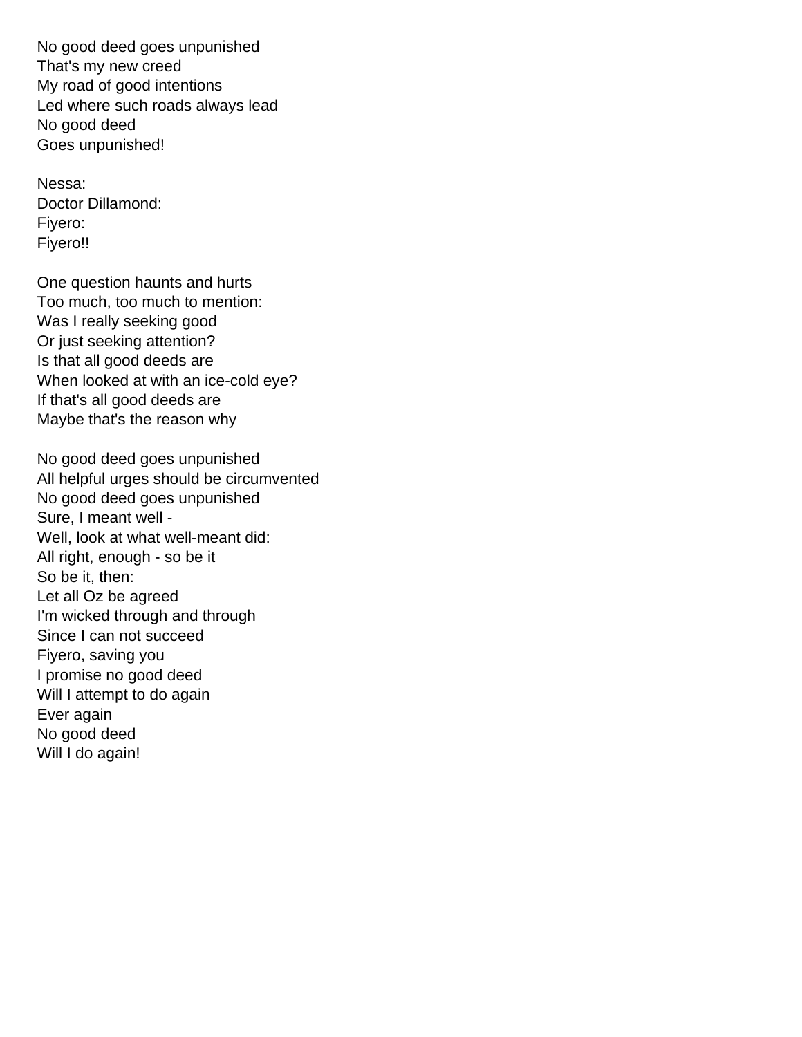No good deed goes unpunished
That's my new creed
My road of good intentions
Led where such roads always lead
No good deed
Goes unpunished!

Nessa:
Doctor Dillamond:
Fiyero:
Fiyero!!

One question haunts and hurts
Too much, too much to mention:
Was I really seeking good
Or just seeking attention?
Is that all good deeds are
When looked at with an ice-cold eye?
If that's all good deeds are
Maybe that's the reason why

No good deed goes unpunished
All helpful urges should be circumvented
No good deed goes unpunished
Sure, I meant well -
Well, look at what well-meant did:
All right, enough - so be it
So be it, then:
Let all Oz be agreed
I'm wicked through and through
Since I can not succeed
Fiyero, saving you
I promise no good deed
Will I attempt to do again
Ever again
No good deed
Will I do again!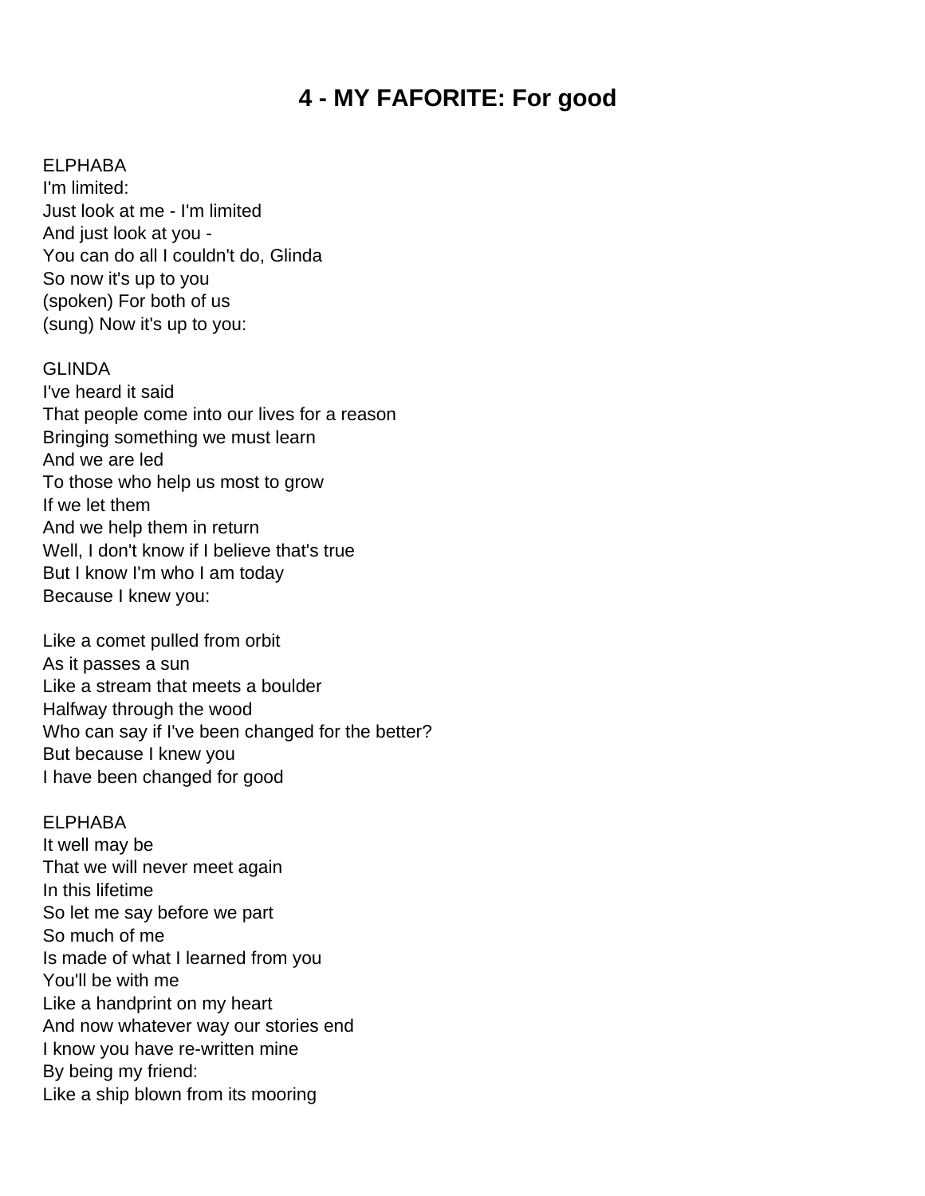# 4 - MY FAFORITE: For good

ELPHABA
I'm limited:
Just look at me - I'm limited
And just look at you -
You can do all I couldn't do, Glinda
So now it's up to you
(spoken) For both of us
(sung) Now it's up to you:

GLINDA
I've heard it said
That people come into our lives for a reason
Bringing something we must learn
And we are led
To those who help us most to grow
If we let them
And we help them in return
Well, I don't know if I believe that's true
But I know I'm who I am today
Because I knew you:

Like a comet pulled from orbit
As it passes a sun
Like a stream that meets a boulder
Halfway through the wood
Who can say if I've been changed for the better?
But because I knew you
I have been changed for good

ELPHABA
It well may be
That we will never meet again
In this lifetime
So let me say before we part
So much of me
Is made of what I learned from you
You'll be with me
Like a handprint on my heart
And now whatever way our stories end
I know you have re-written mine
By being my friend:
Like a ship blown from its mooring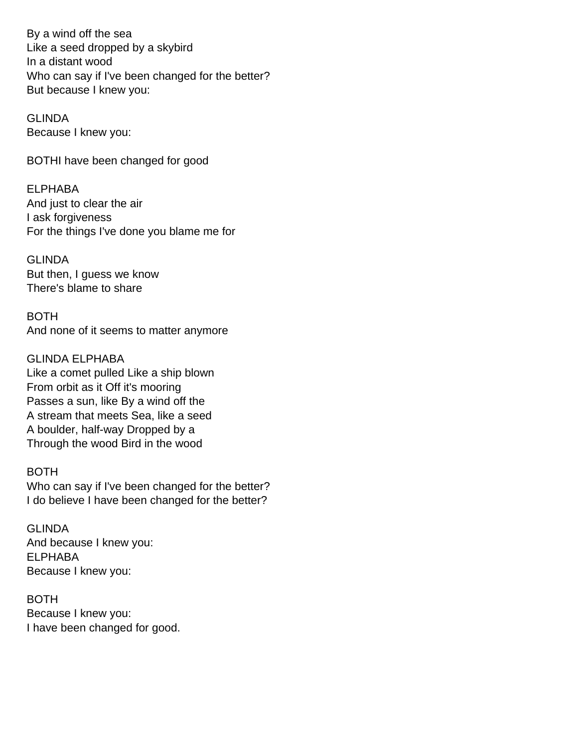By a wind off the sea
Like a seed dropped by a skybird
In a distant wood
Who can say if I've been changed for the better?
But because I knew you:

GLINDA
Because I knew you:

BOTHI have been changed for good

ELPHABA
And just to clear the air
I ask forgiveness
For the things I've done you blame me for

GLINDA
But then, I guess we know
There's blame to share

BOTH
And none of it seems to matter anymore

GLINDA ELPHABA
Like a comet pulled Like a ship blown
From orbit as it Off it's mooring
Passes a sun, like By a wind off the
A stream that meets Sea, like a seed
A boulder, half-way Dropped by a
Through the wood Bird in the wood

BOTH
Who can say if I've been changed for the better?
I do believe I have been changed for the better?

GLINDA
And because I knew you:
ELPHABA
Because I knew you:

BOTH
Because I knew you:
I have been changed for good.